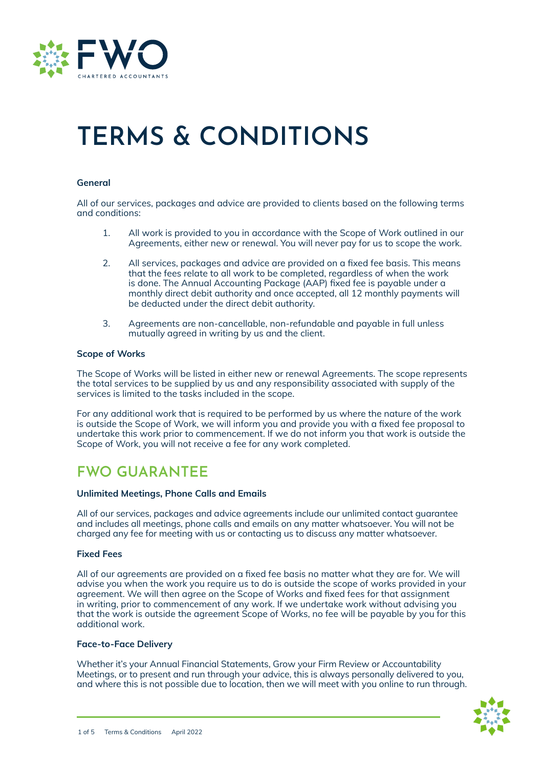FWO
CHARTERED ACCOUNTANTS

# TERMS & CONDITIONS

**General**

All of our services, packages and advice are provided to clients based on the following terms and conditions:

1. All work is provided to you in accordance with the Scope of Work outlined in our Agreements, either new or renewal. You will never pay for us to scope the work.

2. All services, packages and advice are provided on a fixed fee basis. This means that the fees relate to all work to be completed, regardless of when the work is done. The Annual Accounting Package (AAP) fixed fee is payable under a monthly direct debit authority and once accepted, all 12 monthly payments will be deducted under the direct debit authority.

3. Agreements are non-cancellable, non-refundable and payable in full unless mutually agreed in writing by us and the client.

**Scope of Works**

The Scope of Works will be listed in either new or renewal Agreements. The scope represents the total services to be supplied by us and any responsibility associated with supply of the services is limited to the tasks included in the scope.

For any additional work that is required to be performed by us where the nature of the work is outside the Scope of Work, we will inform you and provide you with a fixed fee proposal to undertake this work prior to commencement. If we do not inform you that work is outside the Scope of Work, you will not receive a fee for any work completed.

## FWO GUARANTEE

**Unlimited Meetings, Phone Calls and Emails**

All of our services, packages and advice agreements include our unlimited contact guarantee and includes all meetings, phone calls and emails on any matter whatsoever. You will not be charged any fee for meeting with us or contacting us to discuss any matter whatsoever.

**Fixed Fees**

All of our agreements are provided on a fixed fee basis no matter what they are for. We will advise you when the work you require us to do is outside the scope of works provided in your agreement. We will then agree on the Scope of Works and fixed fees for that assignment in writing, prior to commencement of any work. If we undertake work without advising you that the work is outside the agreement Scope of Works, no fee will be payable by you for this additional work.

**Face-to-Face Delivery**

Whether it's your Annual Financial Statements, Grow your Firm Review or Accountability Meetings, or to present and run through your advice, this is always personally delivered to you, and where this is not possible due to location, then we will meet with you online to run through.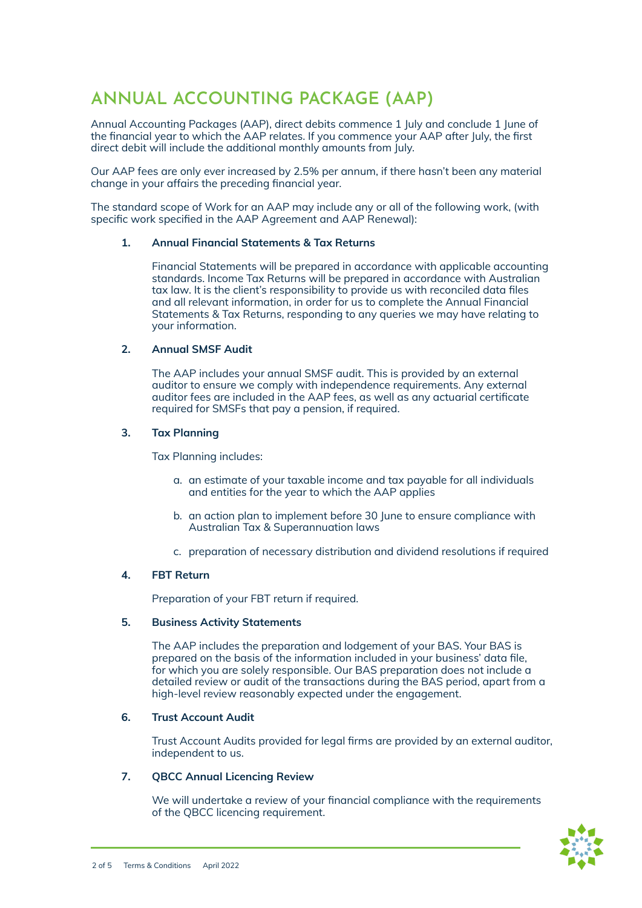# ANNUAL ACCOUNTING PACKAGE (AAP)

Annual Accounting Packages (AAP), direct debits commence 1 July and conclude 1 June of the financial year to which the AAP relates. If you commence your AAP after July, the first direct debit will include the additional monthly amounts from July.

Our AAP fees are only ever increased by 2.5% per annum, if there hasn't been any material change in your affairs the preceding financial year.

The standard scope of Work for an AAP may include any or all of the following work, (with specific work specified in the AAP Agreement and AAP Renewal):

**1. Annual Financial Statements & Tax Returns**

Financial Statements will be prepared in accordance with applicable accounting standards. Income Tax Returns will be prepared in accordance with Australian tax law. It is the client's responsibility to provide us with reconciled data files and all relevant information, in order for us to complete the Annual Financial Statements & Tax Returns, responding to any queries we may have relating to your information.

**2. Annual SMSF Audit**

The AAP includes your annual SMSF audit. This is provided by an external auditor to ensure we comply with independence requirements. Any external auditor fees are included in the AAP fees, as well as any actuarial certificate required for SMSFs that pay a pension, if required.

**3. Tax Planning**

Tax Planning includes:

a. an estimate of your taxable income and tax payable for all individuals and entities for the year to which the AAP applies

b. an action plan to implement before 30 June to ensure compliance with Australian Tax & Superannuation laws

c. preparation of necessary distribution and dividend resolutions if required

**4. FBT Return**

Preparation of your FBT return if required.

**5. Business Activity Statements**

The AAP includes the preparation and lodgement of your BAS. Your BAS is prepared on the basis of the information included in your business' data file, for which you are solely responsible. Our BAS preparation does not include a detailed review or audit of the transactions during the BAS period, apart from a high-level review reasonably expected under the engagement.

**6. Trust Account Audit**

Trust Account Audits provided for legal firms are provided by an external auditor, independent to us.

**7. QBCC Annual Licencing Review**

We will undertake a review of your financial compliance with the requirements of the QBCC licencing requirement.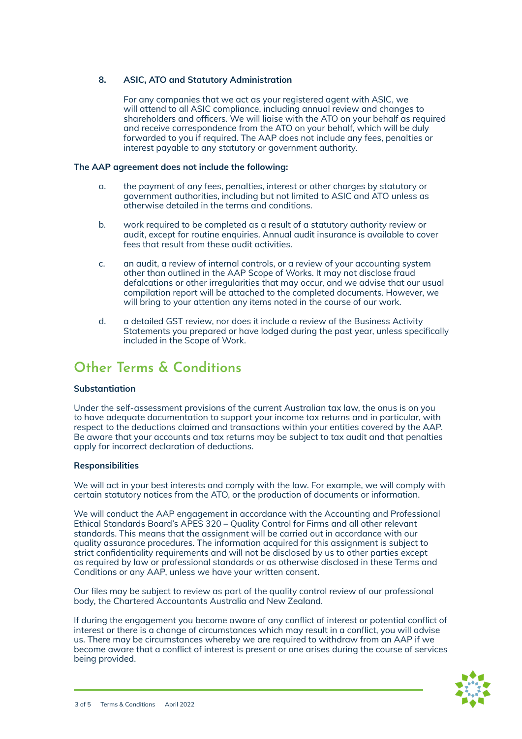8. **ASIC, ATO and Statutory Administration**

   For any companies that we act as your registered agent with ASIC, we will attend to all ASIC compliance, including annual review and changes to shareholders and officers. We will liaise with the ATO on your behalf as required and receive correspondence from the ATO on your behalf, which will be duly forwarded to you if required. The AAP does not include any fees, penalties or interest payable to any statutory or government authority.

**The AAP agreement does not include the following:**

a. the payment of any fees, penalties, interest or other charges by statutory or government authorities, including but not limited to ASIC and ATO unless as otherwise detailed in the terms and conditions.

b. work required to be completed as a result of a statutory authority review or audit, except for routine enquiries. Annual audit insurance is available to cover fees that result from these audit activities.

c. an audit, a review of internal controls, or a review of your accounting system other than outlined in the AAP Scope of Works. It may not disclose fraud defalcations or other irregularities that may occur, and we advise that our usual compilation report will be attached to the completed documents. However, we will bring to your attention any items noted in the course of our work.

d. a detailed GST review, nor does it include a review of the Business Activity Statements you prepared or have lodged during the past year, unless specifically included in the Scope of Work.

## Other Terms & Conditions

**Substantiation**

Under the self-assessment provisions of the current Australian tax law, the onus is on you to have adequate documentation to support your income tax returns and in particular, with respect to the deductions claimed and transactions within your entities covered by the AAP. Be aware that your accounts and tax returns may be subject to tax audit and that penalties apply for incorrect declaration of deductions.

**Responsibilities**

We will act in your best interests and comply with the law. For example, we will comply with certain statutory notices from the ATO, or the production of documents or information.

We will conduct the AAP engagement in accordance with the Accounting and Professional Ethical Standards Board's APES 320 – Quality Control for Firms and all other relevant standards. This means that the assignment will be carried out in accordance with our quality assurance procedures. The information acquired for this assignment is subject to strict confidentiality requirements and will not be disclosed by us to other parties except as required by law or professional standards or as otherwise disclosed in these Terms and Conditions or any AAP, unless we have your written consent.

Our files may be subject to review as part of the quality control review of our professional body, the Chartered Accountants Australia and New Zealand.

If during the engagement you become aware of any conflict of interest or potential conflict of interest or there is a change of circumstances which may result in a conflict, you will advise us. There may be circumstances whereby we are required to withdraw from an AAP if we become aware that a conflict of interest is present or one arises during the course of services being provided.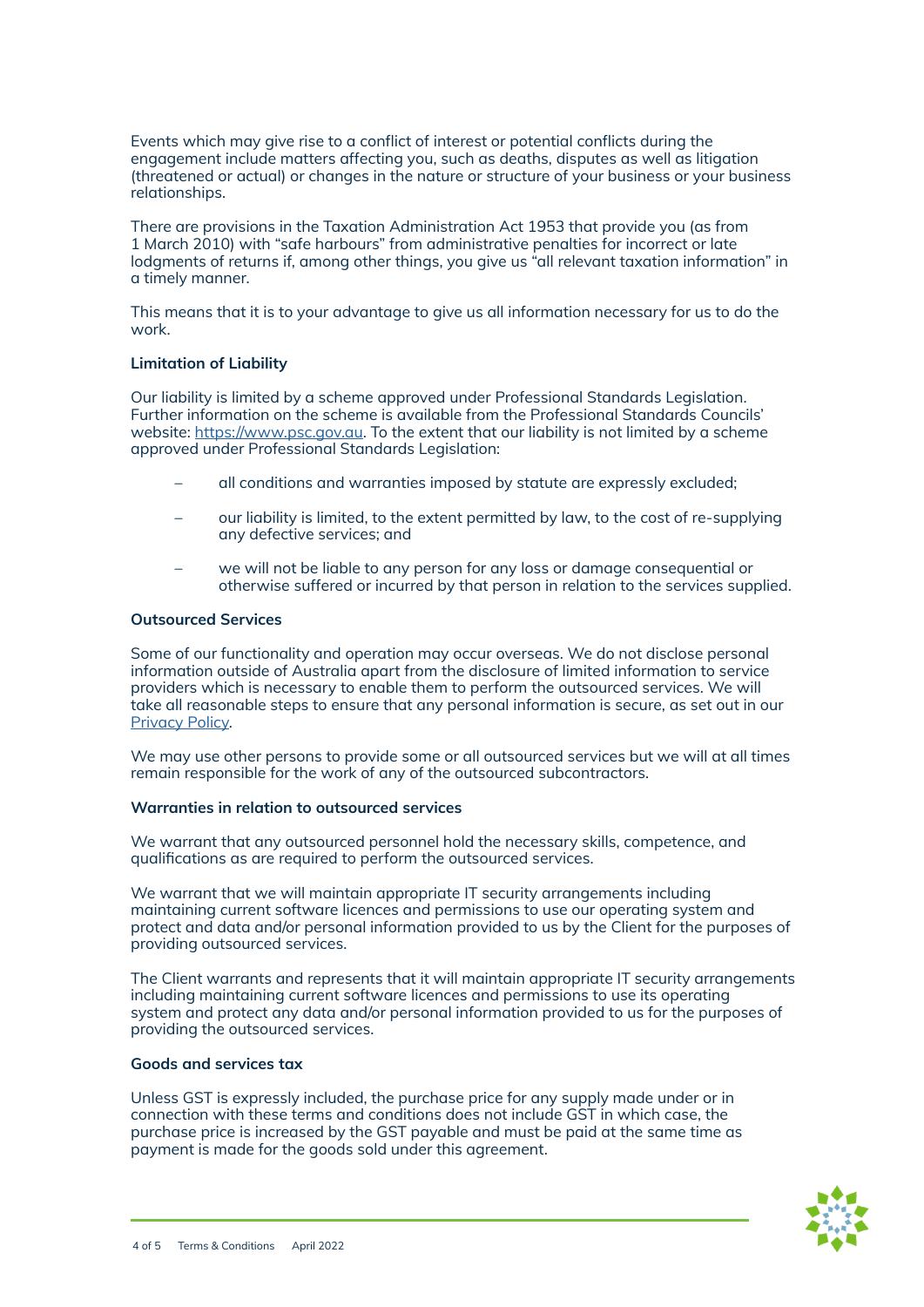Events which may give rise to a conflict of interest or potential conflicts during the engagement include matters affecting you, such as deaths, disputes as well as litigation (threatened or actual) or changes in the nature or structure of your business or your business relationships.

There are provisions in the Taxation Administration Act 1953 that provide you (as from 1 March 2010) with "safe harbours" from administrative penalties for incorrect or late lodgments of returns if, among other things, you give us "all relevant taxation information" in a timely manner.

This means that it is to your advantage to give us all information necessary for us to do the work.

**Limitation of Liability**

Our liability is limited by a scheme approved under Professional Standards Legislation. Further information on the scheme is available from the Professional Standards Councils' website: [https://www.psc.gov.au](https://www.psc.gov.au). To the extent that our liability is not limited by a scheme approved under Professional Standards Legislation:

- all conditions and warranties imposed by statute are expressly excluded;
- our liability is limited, to the extent permitted by law, to the cost of re-supplying any defective services; and
- we will not be liable to any person for any loss or damage consequential or otherwise suffered or incurred by that person in relation to the services supplied.

**Outsourced Services**

Some of our functionality and operation may occur overseas. We do not disclose personal information outside of Australia apart from the disclosure of limited information to service providers which is necessary to enable them to perform the outsourced services. We will take all reasonable steps to ensure that any personal information is secure, as set out in our Privacy Policy.

We may use other persons to provide some or all outsourced services but we will at all times remain responsible for the work of any of the outsourced subcontractors.

**Warranties in relation to outsourced services**

We warrant that any outsourced personnel hold the necessary skills, competence, and qualifications as are required to perform the outsourced services.

We warrant that we will maintain appropriate IT security arrangements including maintaining current software licences and permissions to use our operating system and protect and data and/or personal information provided to us by the Client for the purposes of providing outsourced services.

The Client warrants and represents that it will maintain appropriate IT security arrangements including maintaining current software licences and permissions to use its operating system and protect any data and/or personal information provided to us for the purposes of providing the outsourced services.

**Goods and services tax**

Unless GST is expressly included, the purchase price for any supply made under or in connection with these terms and conditions does not include GST in which case, the purchase price is increased by the GST payable and must be paid at the same time as payment is made for the goods sold under this agreement.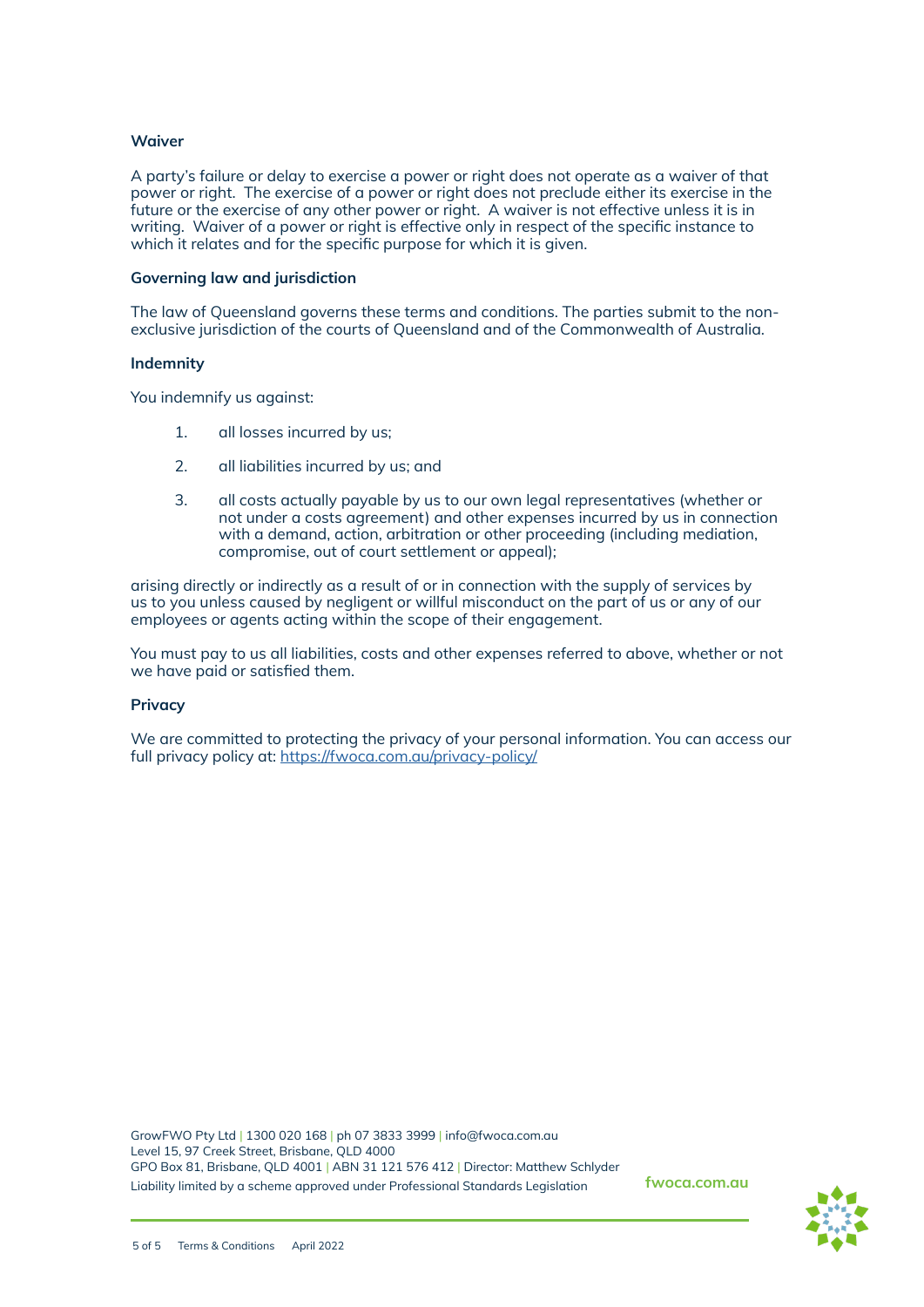**Waiver**

A party's failure or delay to exercise a power or right does not operate as a waiver of that power or right. The exercise of a power or right does not preclude either its exercise in the future or the exercise of any other power or right. A waiver is not effective unless it is in writing. Waiver of a power or right is effective only in respect of the specific instance to which it relates and for the specific purpose for which it is given.

**Governing law and jurisdiction**

The law of Queensland governs these terms and conditions. The parties submit to the non-exclusive jurisdiction of the courts of Queensland and of the Commonwealth of Australia.

**Indemnity**

You indemnify us against:

1. all losses incurred by us;
2. all liabilities incurred by us; and
3. all costs actually payable by us to our own legal representatives (whether or not under a costs agreement) and other expenses incurred by us in connection with a demand, action, arbitration or other proceeding (including mediation, compromise, out of court settlement or appeal);

arising directly or indirectly as a result of or in connection with the supply of services by us to you unless caused by negligent or willful misconduct on the part of us or any of our employees or agents acting within the scope of their engagement.

You must pay to us all liabilities, costs and other expenses referred to above, whether or not we have paid or satisfied them.

**Privacy**

We are committed to protecting the privacy of your personal information. You can access our full privacy policy at: https://fwoca.com.au/privacy-policy/

GrowFWO Pty Ltd | 1300 020 168 | ph 07 3833 3999 | info@fwoca.com.au
Level 15, 97 Creek Street, Brisbane, QLD 4000
GPO Box 81, Brisbane, QLD 4001 | ABN 31 121 576 412 | Director: Matthew Schlyder
Liability limited by a scheme approved under Professional Standards Legislation

fwoca.com.au